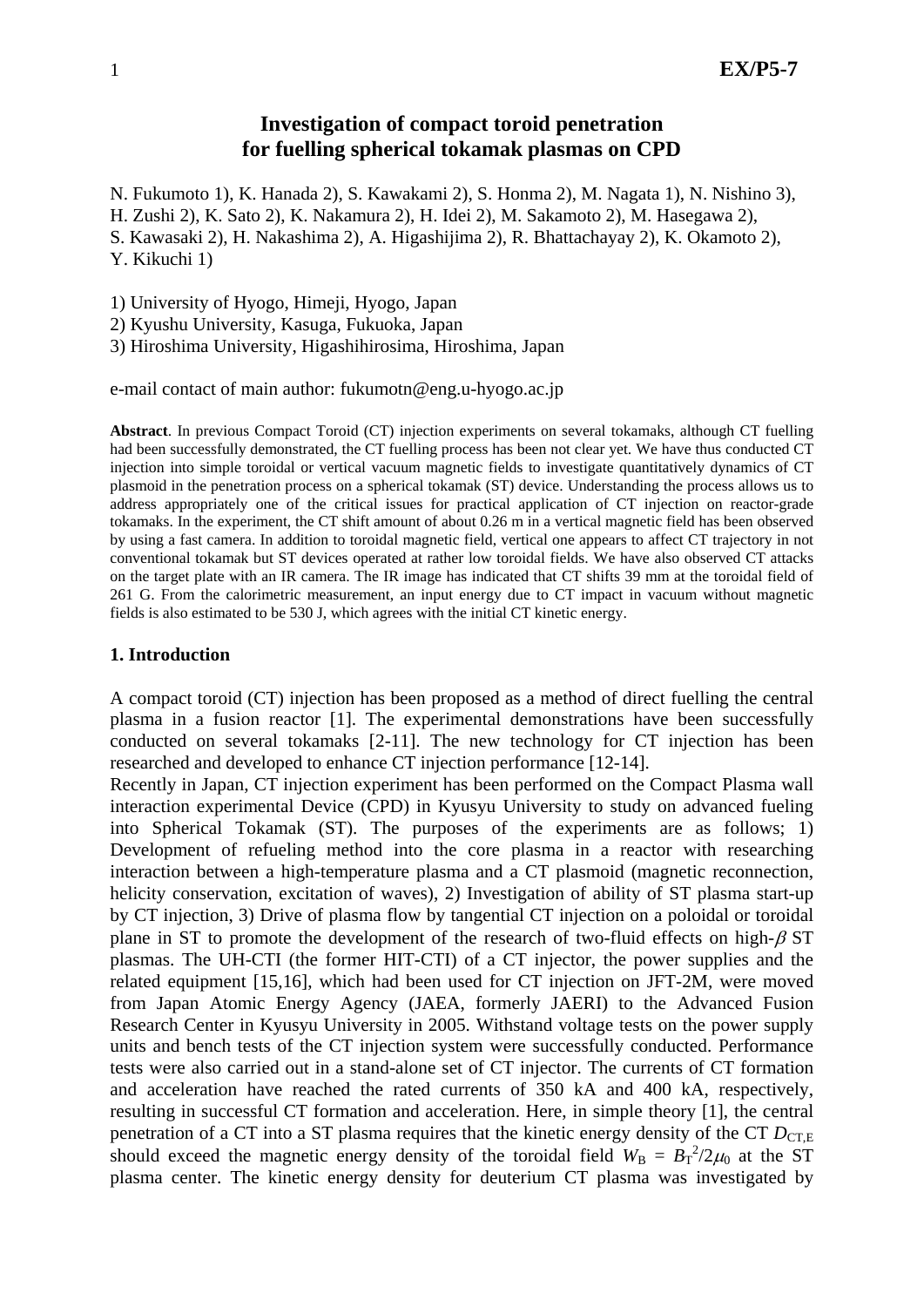# Investigation of compact toroid penetration for fuelling spherical tokamak plasmas on CPD

N. Fukumoto 1), K. Hanada 2), S. Kawakami 2), S. Honma 2), M. Nagata 1), N. Nishino 3), H. Zushi 2), K. Sato 2), K. Nakamura 2), H. Idei 2), M. Sakamoto 2), M. Hasegawa 2), S. Kawasaki 2), H. Nakashima 2), A. Higashijima 2), R. Bhattachayay 2), K. Okamoto 2), Y. Kikuchi 1)

1) University of Hyogo, Himeji, Hyogo, Japan
2) Kyushu University, Kasuga, Fukuoka, Japan
3) Hiroshima University, Higashihirosima, Hiroshima, Japan

e-mail contact of main author: fukumotn@eng.u-hyogo.ac.jp

**Abstract**. In previous Compact Toroid (CT) injection experiments on several tokamaks, although CT fuelling had been successfully demonstrated, the CT fuelling process has been not clear yet. We have thus conducted CT injection into simple toroidal or vertical vacuum magnetic fields to investigate quantitatively dynamics of CT plasmoid in the penetration process on a spherical tokamak (ST) device. Understanding the process allows us to address appropriately one of the critical issues for practical application of CT injection on reactor-grade tokamaks. In the experiment, the CT shift amount of about 0.26 m in a vertical magnetic field has been observed by using a fast camera. In addition to toroidal magnetic field, vertical one appears to affect CT trajectory in not conventional tokamak but ST devices operated at rather low toroidal fields. We have also observed CT attacks on the target plate with an IR camera. The IR image has indicated that CT shifts 39 mm at the toroidal field of 261 G. From the calorimetric measurement, an input energy due to CT impact in vacuum without magnetic fields is also estimated to be 530 J, which agrees with the initial CT kinetic energy.

## 1. Introduction

A compact toroid (CT) injection has been proposed as a method of direct fuelling the central plasma in a fusion reactor [1]. The experimental demonstrations have been successfully conducted on several tokamaks [2-11]. The new technology for CT injection has been researched and developed to enhance CT injection performance [12-14].

Recently in Japan, CT injection experiment has been performed on the Compact Plasma wall interaction experimental Device (CPD) in Kyusyu University to study on advanced fueling into Spherical Tokamak (ST). The purposes of the experiments are as follows; 1) Development of refueling method into the core plasma in a reactor with researching interaction between a high-temperature plasma and a CT plasmoid (magnetic reconnection, helicity conservation, excitation of waves), 2) Investigation of ability of ST plasma start-up by CT injection, 3) Drive of plasma flow by tangential CT injection on a poloidal or toroidal plane in ST to promote the development of the research of two-fluid effects on high-$\beta$ ST plasmas. The UH-CTI (the former HIT-CTI) of a CT injector, the power supplies and the related equipment [15,16], which had been used for CT injection on JFT-2M, were moved from Japan Atomic Energy Agency (JAEA, formerly JAERI) to the Advanced Fusion Research Center in Kyusyu University in 2005. Withstand voltage tests on the power supply units and bench tests of the CT injection system were successfully conducted. Performance tests were also carried out in a stand-alone set of CT injector. The currents of CT formation and acceleration have reached the rated currents of 350 kA and 400 kA, respectively, resulting in successful CT formation and acceleration. Here, in simple theory [1], the central penetration of a CT into a ST plasma requires that the kinetic energy density of the CT $D_{CT,E}$ should exceed the magnetic energy density of the toroidal field $W_B = B_T^2/2\mu_0$ at the ST plasma center. The kinetic energy density for deuterium CT plasma was investigated by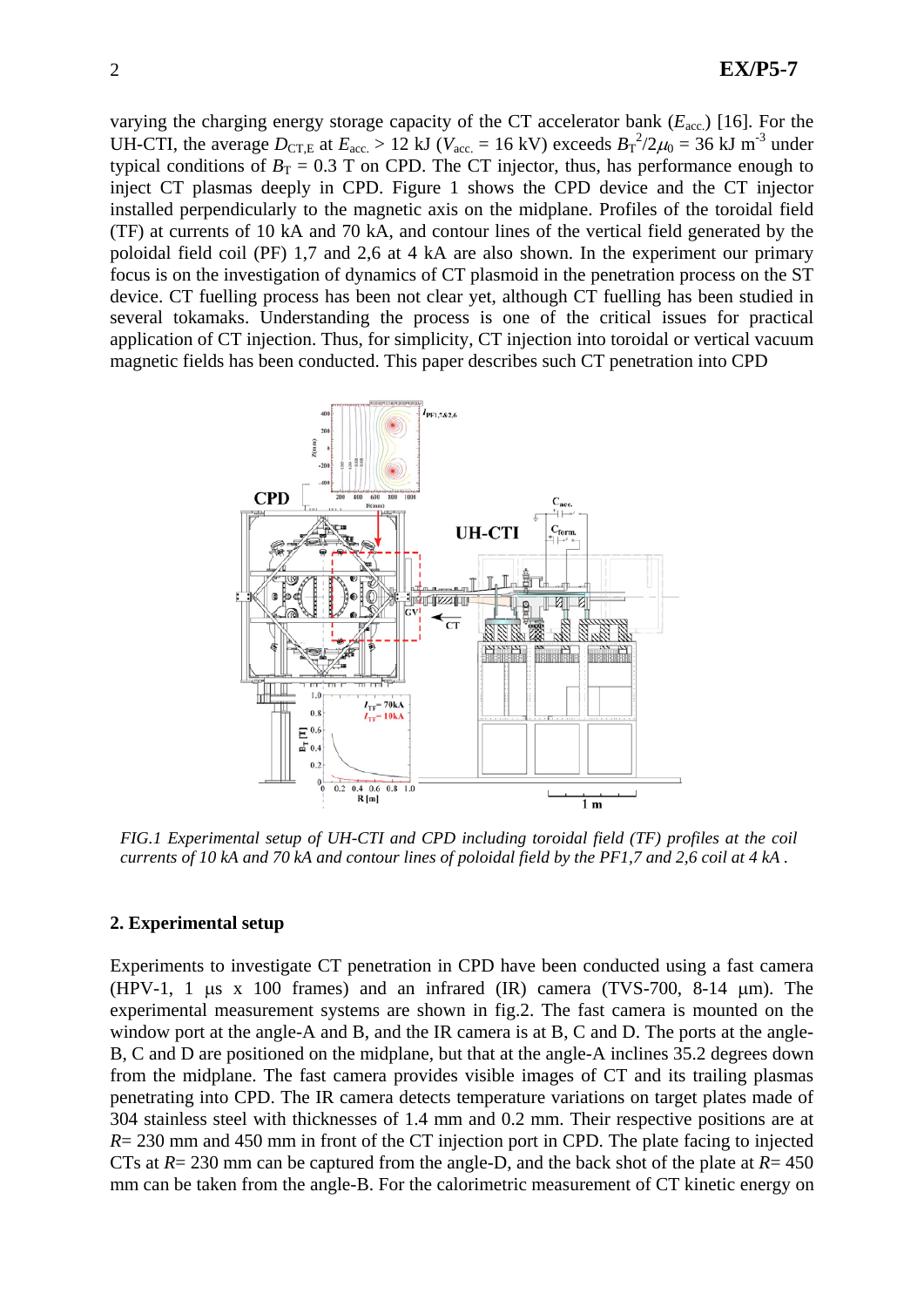varying the charging energy storage capacity of the CT accelerator bank ($E_{acc.}$) [16]. For the UH-CTI, the average $D_{CT,E}$ at $E_{acc.}$ > 12 kJ ($V_{acc.}$ = 16 kV) exceeds $B_T^2/2\mu_0$ = 36 kJ m$^{-3}$ under typical conditions of $B_T$ = 0.3 T on CPD. The CT injector, thus, has performance enough to inject CT plasmas deeply in CPD. Figure 1 shows the CPD device and the CT injector installed perpendicularly to the magnetic axis on the midplane. Profiles of the toroidal field (TF) at currents of 10 kA and 70 kA, and contour lines of the vertical field generated by the poloidal field coil (PF) 1,7 and 2,6 at 4 kA are also shown. In the experiment our primary focus is on the investigation of dynamics of CT plasmoid in the penetration process on the ST device. CT fuelling process has been not clear yet, although CT fuelling has been studied in several tokamaks. Understanding the process is one of the critical issues for practical application of CT injection. Thus, for simplicity, CT injection into toroidal or vertical vacuum magnetic fields has been conducted. This paper describes such CT penetration into CPD

*FIG.1 Experimental setup of UH-CTI and CPD including toroidal field (TF) profiles at the coil currents of 10 kA and 70 kA and contour lines of poloidal field by the PF1,7 and 2,6 coil at 4 kA .*

## 2. Experimental setup

Experiments to investigate CT penetration in CPD have been conducted using a fast camera (HPV-1, 1 μs x 100 frames) and an infrared (IR) camera (TVS-700, 8-14 μm). The experimental measurement systems are shown in fig.2. The fast camera is mounted on the window port at the angle-A and B, and the IR camera is at B, C and D. The ports at the angle-B, C and D are positioned on the midplane, but that at the angle-A inclines 35.2 degrees down from the midplane. The fast camera provides visible images of CT and its trailing plasmas penetrating into CPD. The IR camera detects temperature variations on target plates made of 304 stainless steel with thicknesses of 1.4 mm and 0.2 mm. Their respective positions are at $R$= 230 mm and 450 mm in front of the CT injection port in CPD. The plate facing to injected CTs at $R$= 230 mm can be captured from the angle-D, and the back shot of the plate at $R$= 450 mm can be taken from the angle-B. For the calorimetric measurement of CT kinetic energy on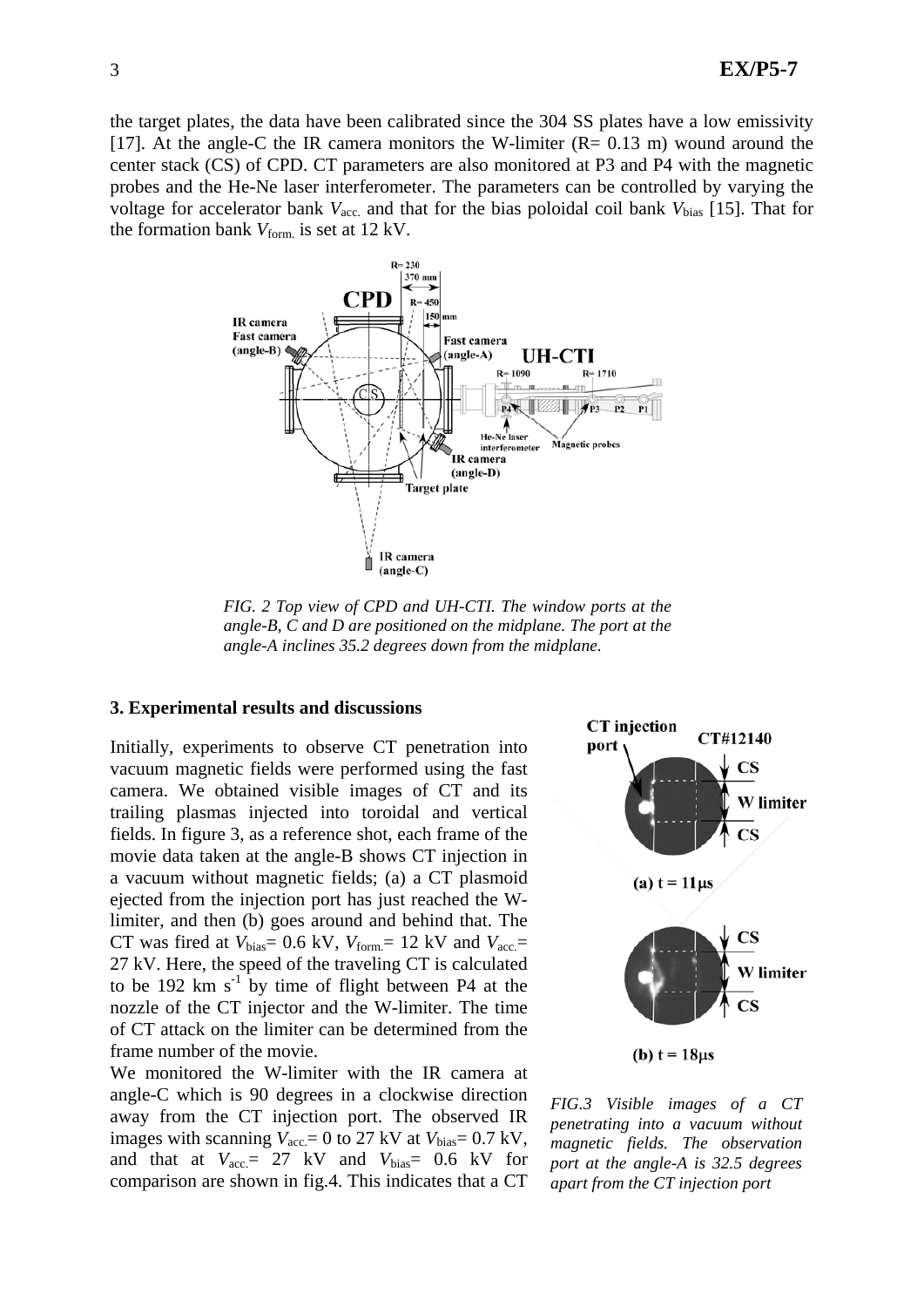the target plates, the data have been calibrated since the 304 SS plates have a low emissivity [17]. At the angle-C the IR camera monitors the W-limiter (R= 0.13 m) wound around the center stack (CS) of CPD. CT parameters are also monitored at P3 and P4 with the magnetic probes and the He-Ne laser interferometer. The parameters can be controlled by varying the voltage for accelerator bank $V_{acc.}$ and that for the bias poloidal coil bank $V_{bias}$ [15]. That for the formation bank $V_{form.}$ is set at 12 kV.

*FIG. 2 Top view of CPD and UH-CTI. The window ports at the angle-B, C and D are positioned on the midplane. The port at the angle-A inclines 35.2 degrees down from the midplane.*

### 3. Experimental results and discussions

Initially, experiments to observe CT penetration into vacuum magnetic fields were performed using the fast camera. We obtained visible images of CT and its trailing plasmas injected into toroidal and vertical fields. In figure 3, as a reference shot, each frame of the movie data taken at the angle-B shows CT injection in a vacuum without magnetic fields; (a) a CT plasmoid ejected from the injection port has just reached the W-limiter, and then (b) goes around and behind that. The CT was fired at $V_{bias}$= 0.6 kV, $V_{form.}$= 12 kV and $V_{acc.}$= 27 kV. Here, the speed of the traveling CT is calculated to be 192 km $s^{-1}$ by time of flight between P4 at the nozzle of the CT injector and the W-limiter. The time of CT attack on the limiter can be determined from the frame number of the movie.

We monitored the W-limiter with the IR camera at angle-C which is 90 degrees in a clockwise direction away from the CT injection port. The observed IR images with scanning $V_{acc.}$= 0 to 27 kV at $V_{bias}$= 0.7 kV, and that at $V_{acc.}$= 27 kV and $V_{bias}$= 0.6 kV for comparison are shown in fig.4. This indicates that a CT

*FIG.3 Visible images of a CT penetrating into a vacuum without magnetic fields. The observation port at the angle-A is 32.5 degrees apart from the CT injection port*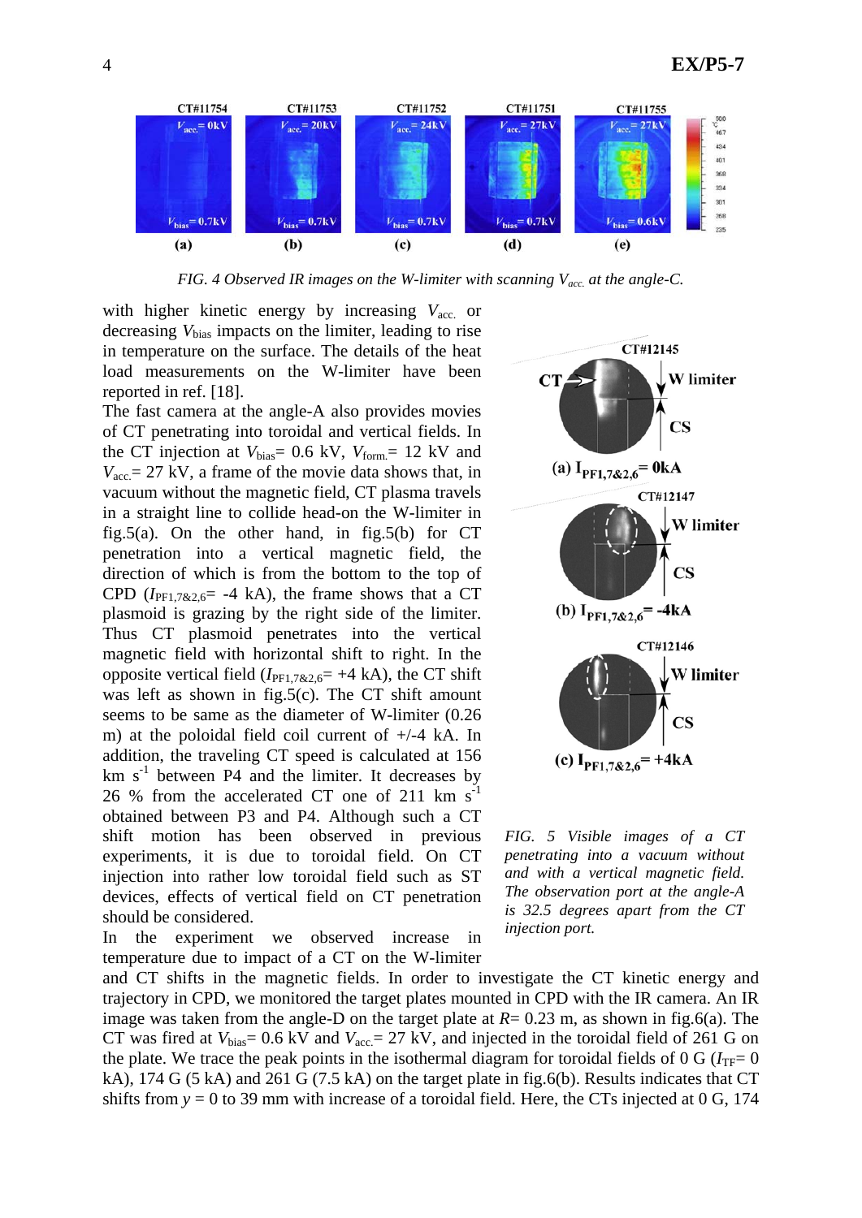*FIG. 4 Observed IR images on the W-limiter with scanning $V_{acc.}$ at the angle-C.*

with higher kinetic energy by increasing $V_{acc.}$ or decreasing $V_{bias}$ impacts on the limiter, leading to rise in temperature on the surface. The details of the heat load measurements on the W-limiter have been reported in ref. [18].

The fast camera at the angle-A also provides movies of CT penetrating into toroidal and vertical fields. In the CT injection at $V_{bias}$= 0.6 kV, $V_{form.}$= 12 kV and $V_{acc.}$= 27 kV, a frame of the movie data shows that, in vacuum without the magnetic field, CT plasma travels in a straight line to collide head-on the W-limiter in fig.5(a). On the other hand, in fig.5(b) for CT penetration into a vertical magnetic field, the direction of which is from the bottom to the top of CPD ($I_{PF1,7\&2,6}$= -4 kA), the frame shows that a CT plasmoid is grazing by the right side of the limiter. Thus CT plasmoid penetrates into the vertical magnetic field with horizontal shift to right. In the opposite vertical field ($I_{PF1,7\&2,6}$= +4 kA), the CT shift was left as shown in fig.5(c). The CT shift amount seems to be same as the diameter of W-limiter (0.26 m) at the poloidal field coil current of +/-4 kA. In addition, the traveling CT speed is calculated at 156 km $s^{-1}$ between P4 and the limiter. It decreases by 26 % from the accelerated CT one of 211 km $s^{-1}$ obtained between P3 and P4. Although such a CT shift motion has been observed in previous experiments, it is due to toroidal field. On CT injection into rather low toroidal field such as ST devices, effects of vertical field on CT penetration should be considered.

*FIG. 5 Visible images of a CT penetrating into a vacuum without and with a vertical magnetic field. The observation port at the angle-A is 32.5 degrees apart from the CT injection port.*

In the experiment we observed increase in temperature due to impact of a CT on the W-limiter and CT shifts in the magnetic fields. In order to investigate the CT kinetic energy and trajectory in CPD, we monitored the target plates mounted in CPD with the IR camera. An IR image was taken from the angle-D on the target plate at $R$= 0.23 m, as shown in fig.6(a). The CT was fired at $V_{bias}$= 0.6 kV and $V_{acc.}$= 27 kV, and injected in the toroidal field of 261 G on the plate. We trace the peak points in the isothermal diagram for toroidal fields of 0 G ($I_{TF}$= 0 kA), 174 G (5 kA) and 261 G (7.5 kA) on the target plate in fig.6(b). Results indicates that CT shifts from $y$ = 0 to 39 mm with increase of a toroidal field. Here, the CTs injected at 0 G, 174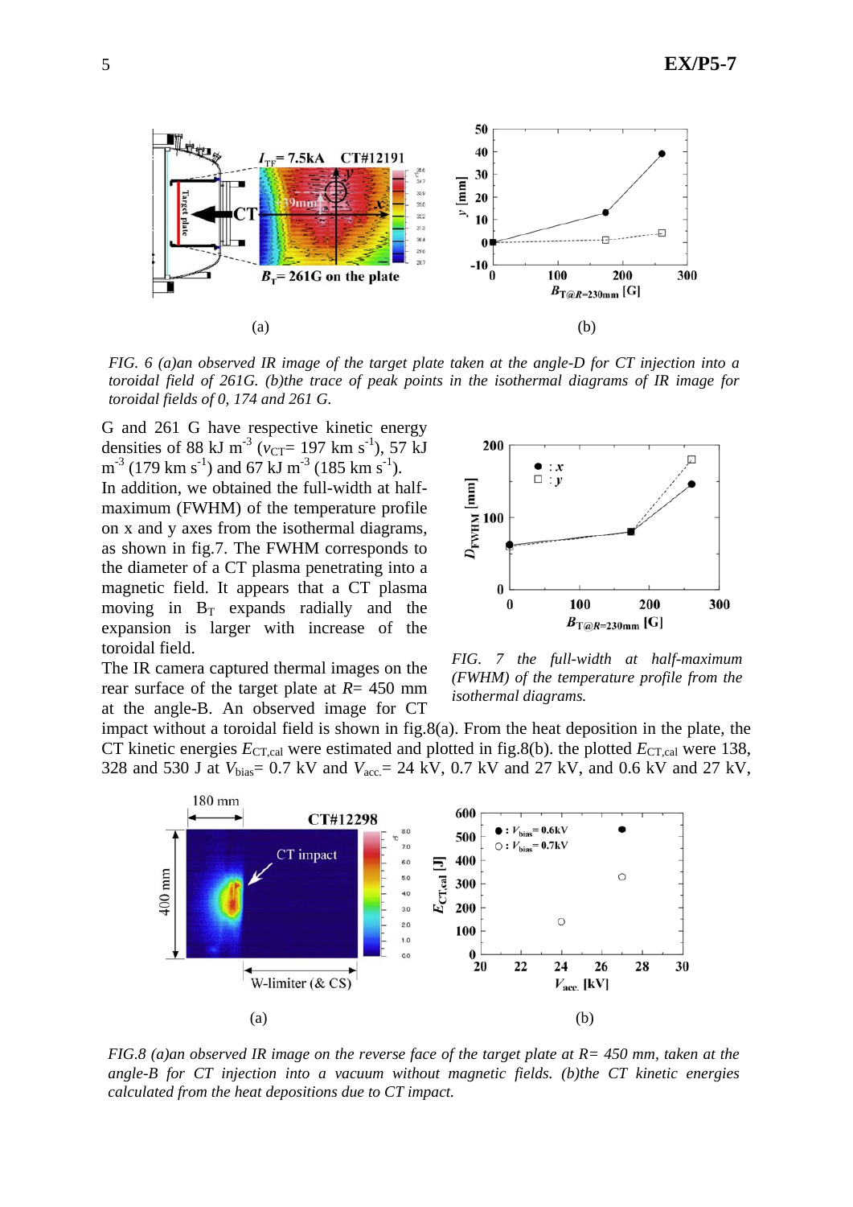FIG. 6 (a)an observed IR image of the target plate taken at the angle-D for CT injection into a toroidal field of 261G. (b)the trace of peak points in the isothermal diagrams of IR image for toroidal fields of 0, 174 and 261 G.

G and 261 G have respective kinetic energy densities of 88 kJ m$^{-3}$ ($v_{CT}$= 197 km s$^{-1}$), 57 kJ m$^{-3}$ (179 km s$^{-1}$) and 67 kJ m$^{-3}$ (185 km s$^{-1}$).

In addition, we obtained the full-width at half-maximum (FWHM) of the temperature profile on x and y axes from the isothermal diagrams, as shown in fig.7. The FWHM corresponds to the diameter of a CT plasma penetrating into a magnetic field. It appears that a CT plasma moving in $B_T$ expands radially and the expansion is larger with increase of the toroidal field.

FIG. 7 the full-width at half-maximum (FWHM) of the temperature profile from the isothermal diagrams.

The IR camera captured thermal images on the rear surface of the target plate at $R$= 450 mm at the angle-B. An observed image for CT impact without a toroidal field is shown in fig.8(a). From the heat deposition in the plate, the CT kinetic energies $E_{CT,cal}$ were estimated and plotted in fig.8(b). the plotted $E_{CT,cal}$ were 138, 328 and 530 J at $V_{bias}$= 0.7 kV and $V_{acc.}$= 24 kV, 0.7 kV and 27 kV, and 0.6 kV and 27 kV,

FIG.8 (a)an observed IR image on the reverse face of the target plate at R= 450 mm, taken at the angle-B for CT injection into a vacuum without magnetic fields. (b)the CT kinetic energies calculated from the heat depositions due to CT impact.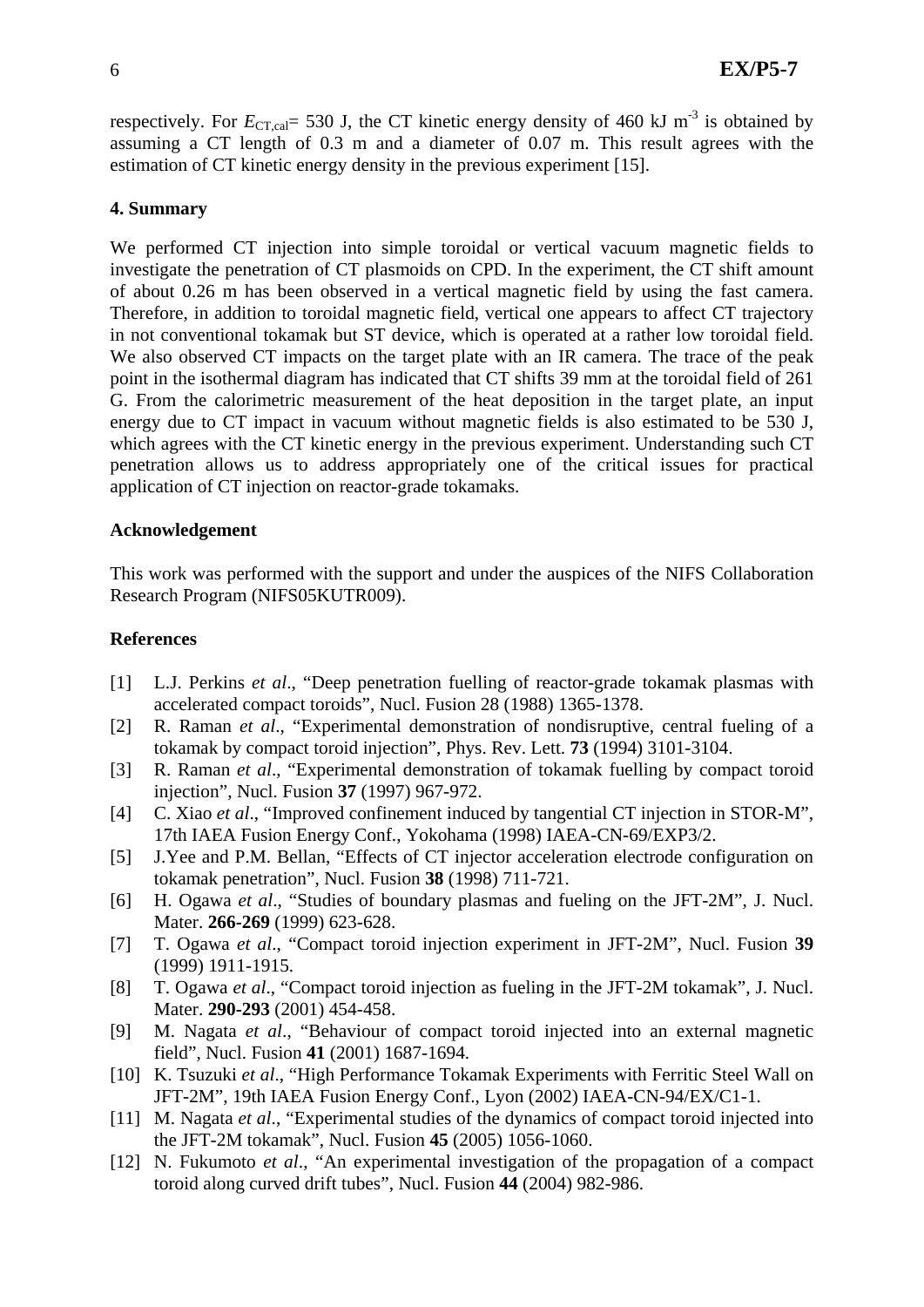respectively. For $E_{CT,cal}$= 530 J, the CT kinetic energy density of 460 kJ $m^{-3}$ is obtained by assuming a CT length of 0.3 m and a diameter of 0.07 m. This result agrees with the estimation of CT kinetic energy density in the previous experiment [15].

## 4. Summary

We performed CT injection into simple toroidal or vertical vacuum magnetic fields to investigate the penetration of CT plasmoids on CPD. In the experiment, the CT shift amount of about 0.26 m has been observed in a vertical magnetic field by using the fast camera. Therefore, in addition to toroidal magnetic field, vertical one appears to affect CT trajectory in not conventional tokamak but ST device, which is operated at a rather low toroidal field. We also observed CT impacts on the target plate with an IR camera. The trace of the peak point in the isothermal diagram has indicated that CT shifts 39 mm at the toroidal field of 261 G. From the calorimetric measurement of the heat deposition in the target plate, an input energy due to CT impact in vacuum without magnetic fields is also estimated to be 530 J, which agrees with the CT kinetic energy in the previous experiment. Understanding such CT penetration allows us to address appropriately one of the critical issues for practical application of CT injection on reactor-grade tokamaks.

## Acknowledgement

This work was performed with the support and under the auspices of the NIFS Collaboration Research Program (NIFS05KUTR009).

## References

[1] L.J. Perkins *et al*., "Deep penetration fuelling of reactor-grade tokamak plasmas with accelerated compact toroids", Nucl. Fusion 28 (1988) 1365-1378.

[2] R. Raman *et al*., "Experimental demonstration of nondisruptive, central fueling of a tokamak by compact toroid injection", Phys. Rev. Lett. **73** (1994) 3101-3104.

[3] R. Raman *et al*., "Experimental demonstration of tokamak fuelling by compact toroid injection", Nucl. Fusion **37** (1997) 967-972.

[4] C. Xiao *et al*., "Improved confinement induced by tangential CT injection in STOR-M", 17th IAEA Fusion Energy Conf., Yokohama (1998) IAEA-CN-69/EXP3/2.

[5] J.Yee and P.M. Bellan, "Effects of CT injector acceleration electrode configuration on tokamak penetration", Nucl. Fusion **38** (1998) 711-721.

[6] H. Ogawa *et al*., "Studies of boundary plasmas and fueling on the JFT-2M", J. Nucl. Mater. **266-269** (1999) 623-628.

[7] T. Ogawa *et al*., "Compact toroid injection experiment in JFT-2M", Nucl. Fusion **39** (1999) 1911-1915.

[8] T. Ogawa *et al*., "Compact toroid injection as fueling in the JFT-2M tokamak", J. Nucl. Mater. **290-293** (2001) 454-458.

[9] M. Nagata *et al*., "Behaviour of compact toroid injected into an external magnetic field", Nucl. Fusion **41** (2001) 1687-1694.

[10] K. Tsuzuki *et al*., "High Performance Tokamak Experiments with Ferritic Steel Wall on JFT-2M", 19th IAEA Fusion Energy Conf., Lyon (2002) IAEA-CN-94/EX/C1-1.

[11] M. Nagata *et al*., "Experimental studies of the dynamics of compact toroid injected into the JFT-2M tokamak", Nucl. Fusion **45** (2005) 1056-1060.

[12] N. Fukumoto *et al*., "An experimental investigation of the propagation of a compact toroid along curved drift tubes", Nucl. Fusion **44** (2004) 982-986.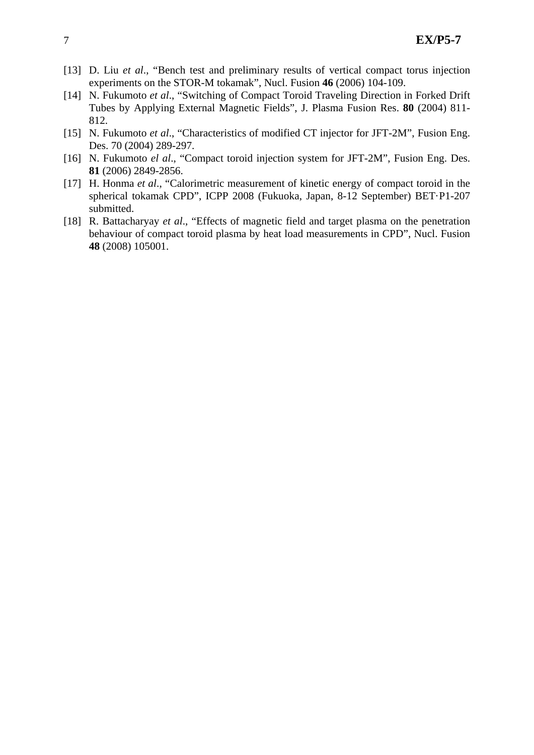[13] D. Liu *et al*., "Bench test and preliminary results of vertical compact torus injection experiments on the STOR-M tokamak", Nucl. Fusion **46** (2006) 104-109.

[14] N. Fukumoto *et al*., "Switching of Compact Toroid Traveling Direction in Forked Drift Tubes by Applying External Magnetic Fields", J. Plasma Fusion Res. **80** (2004) 811-812.

[15] N. Fukumoto *et al*., "Characteristics of modified CT injector for JFT-2M", Fusion Eng. Des. 70 (2004) 289-297.

[16] N. Fukumoto *el al*., "Compact toroid injection system for JFT-2M", Fusion Eng. Des. **81** (2006) 2849-2856.

[17] H. Honma *et al*., "Calorimetric measurement of kinetic energy of compact toroid in the spherical tokamak CPD", ICPP 2008 (Fukuoka, Japan, 8-12 September) BET·P1-207 submitted.

[18] R. Battacharyay *et al*., "Effects of magnetic field and target plasma on the penetration behaviour of compact toroid plasma by heat load measurements in CPD", Nucl. Fusion **48** (2008) 105001.